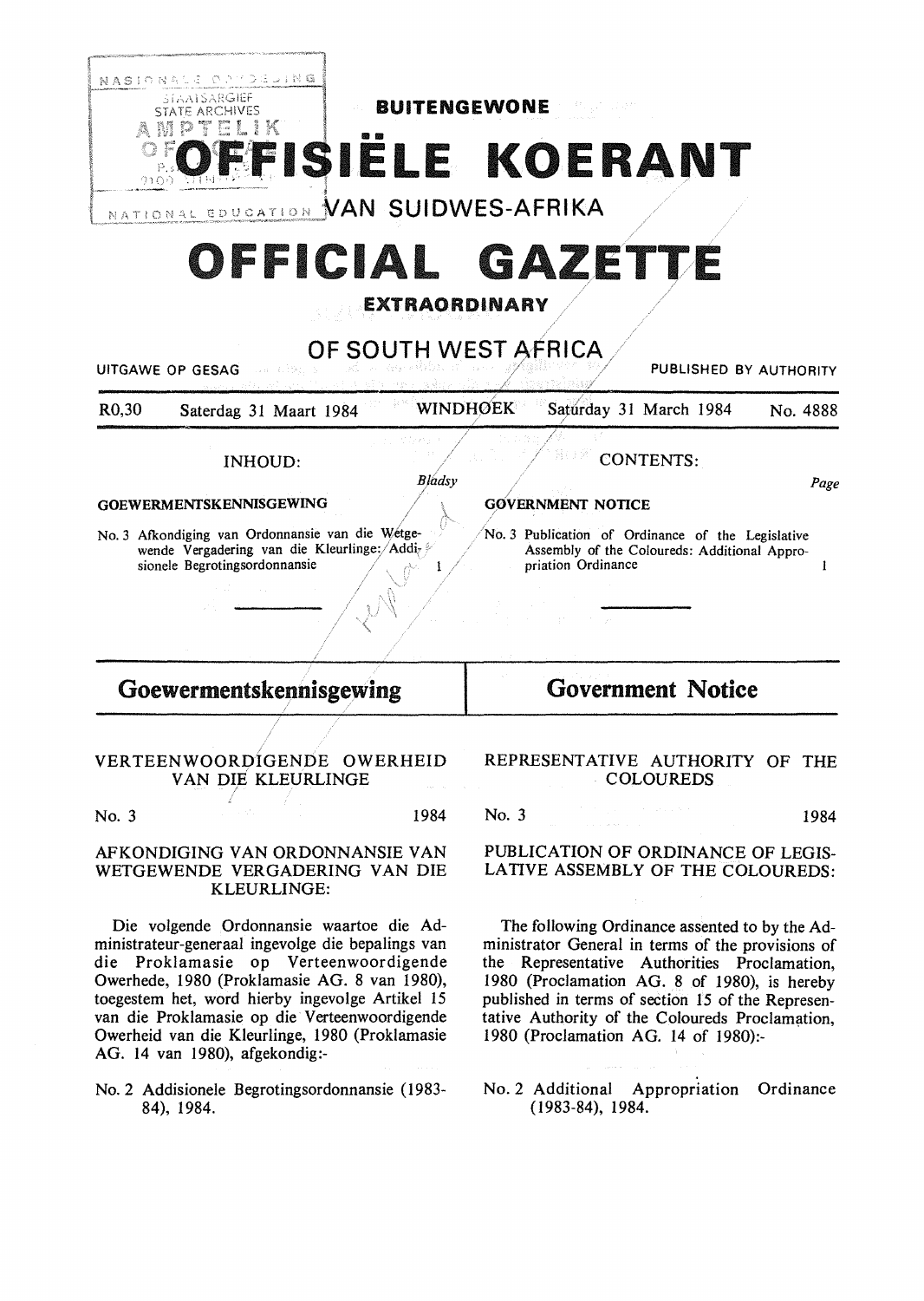# BUITENGEWONE

# OFFISIËLE KOERANT

## VAN SUIDWES-AFRIKA

# OFFICIAL GAZETTE

## EXTRAORDINARY

## OF SOUTH WEST AFRICA

UITGAWE OP GESAG — PUBLISHED BY AUTHORITY

R0,30 Saterdag 31 Maart 1984 WINDHOEK Saturday 31 March 1984 No. 4888

**INHOUD:**

*Bladsy*

**GOEWERMENTSKENNISGEWING**

No. 3 Afkondiging van Ordonnansie van die Wetgewende Vergadering van die Kleurlinge: Addisionele Begrotingsordonnansie ... 1

**CONTENTS:**

*Page*

**GOVERNMENT NOTICE**

No. 3 Publication of Ordinance of the Legislative Assembly of the Coloureds: Additional Appropriation Ordinance ... 1

## Goewermentskennisgewing

VERTEENWOORDIGENDE OWERHEID VAN DIE KLEURLINGE

No. 3 1984

AFKONDIGING VAN ORDONNANSIE VAN WETGEWENDE VERGADERING VAN DIE KLEURLINGE:

Die volgende Ordonnansie waartoe die Administrateur-generaal ingevolge die bepalings van die Proklamasie op Verteenwoordigende Owerhede, 1980 (Proklamasie AG. 8 van 1980), toegestem het, word hierby ingevolge Artikel 15 van die Proklamasie op die Verteenwoordigende Owerheid van die Kleurlinge, 1980 (Proklamasie AG. 14 van 1980), afgekondig:-

No. 2 Addisionele Begrotingsordonnansie (1983-84), 1984.

## Government Notice

REPRESENTATIVE AUTHORITY OF THE COLOUREDS

No. 3 1984

PUBLICATION OF ORDINANCE OF LEGISLATIVE ASSEMBLY OF THE COLOUREDS:

The following Ordinance assented to by the Administrator General in terms of the provisions of the Representative Authorities Proclamation, 1980 (Proclamation AG. 8 of 1980), is hereby published in terms of section 15 of the Representative Authority of the Coloureds Proclamation, 1980 (Proclamation AG. 14 of 1980):-

No. 2 Additional Appropriation Ordinance (1983-84), 1984.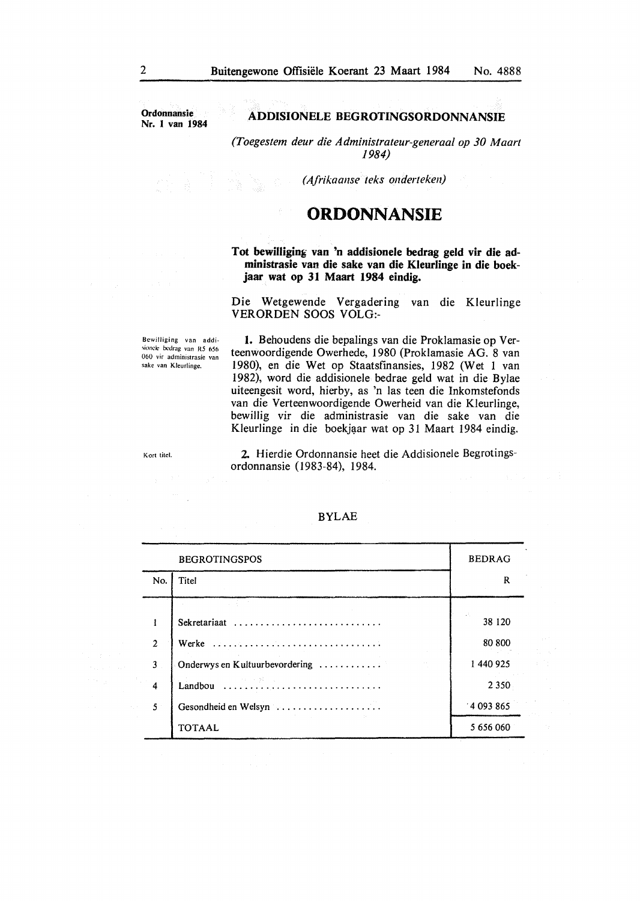**Ordonnansie Nr. 1 van 1984**

## ADDISIONELE BEGROTINGSORDONNANSIE

*(Toegestem deur die Administrateur-generaal op 30 Maart 1984)*

*(Afrikaanse teks onderteken)*

# ORDONNANSIE

**Tot bewilliging van 'n addisionele bedrag geld vir die administrasie van die sake van die Kleurlinge in die boekjaar wat op 31 Maart 1984 eindig.**

Die Wetgewende Vergadering van die Kleurlinge VERORDEN SOOS VOLG:-

Bewilliging van addisionele bedrag van R5 656 060 vir administrasie van sake van Kleurlinge.

**1.** Behoudens die bepalings van die Proklamasie op Verteenwoordigende Owerhede, 1980 (Proklamasie AG. 8 van 1980), en die Wet op Staatsfinansies, 1982 (Wet 1 van 1982), word die addisionele bedrae geld wat in die Bylae uiteengesit word, hierby, as 'n las teen die Inkomstefonds van die Verteenwoordigende Owerheid van die Kleurlinge, bewillig vir die administrasie van die sake van die Kleurlinge in die boekjaar wat op 31 Maart 1984 eindig.

Kort titel.

**2.** Hierdie Ordonnansie heet die Addisionele Begrotingsordonnansie (1983-84), 1984.

BYLAE

| BEGROTINGSPOS | | BEDRAG |
|---|---|---|
| No. | Titel | R |
| 1 | Sekretariaat | 38 120 |
| 2 | Werke | 80 800 |
| 3 | Onderwys en Kultuurbevordering | 1 440 925 |
| 4 | Landbou | 2 350 |
| 5 | Gesondheid en Welsyn | 4 093 865 |
| | TOTAAL | 5 656 060 |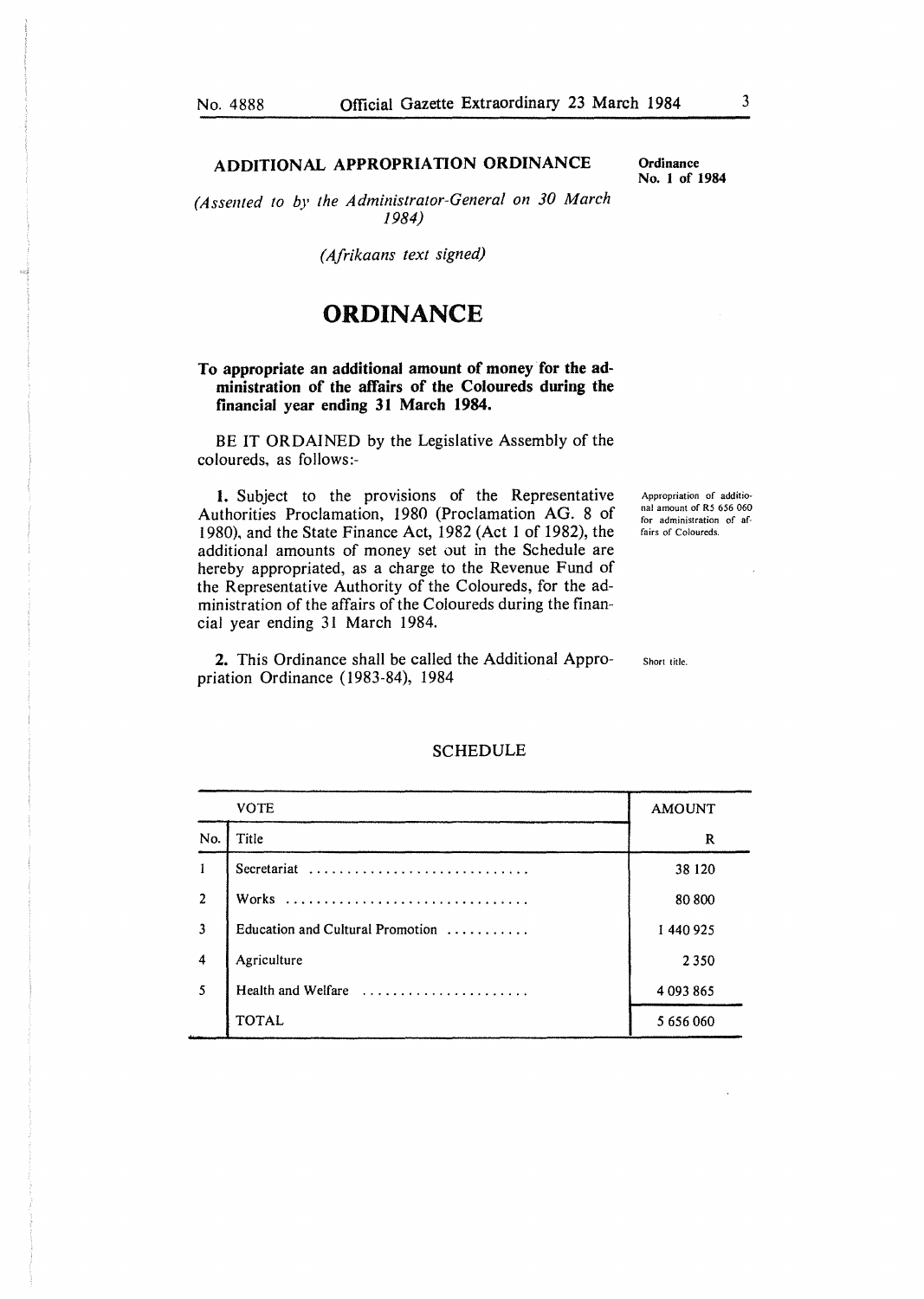## ADDITIONAL APPROPRIATION ORDINANCE

**Ordinance No. 1 of 1984**

*(Assented to by the Administrator-General on 30 March 1984)*

*(Afrikaans text signed)*

# ORDINANCE

**To appropriate an additional amount of money for the administration of the affairs of the Coloureds during the financial year ending 31 March 1984.**

BE IT ORDAINED by the Legislative Assembly of the coloureds, as follows:-

Appropriation of additional amount of R5 656 060 for administration of affairs of Coloureds.

**1.** Subject to the provisions of the Representative Authorities Proclamation, 1980 (Proclamation AG. 8 of 1980), and the State Finance Act, 1982 (Act 1 of 1982), the additional amounts of money set out in the Schedule are hereby appropriated, as a charge to the Revenue Fund of the Representative Authority of the Coloureds, for the administration of the affairs of the Coloureds during the financial year ending 31 March 1984.

Short title.

**2.** This Ordinance shall be called the Additional Appropriation Ordinance (1983-84), 1984

SCHEDULE

| VOTE | | AMOUNT |
|---|---|---|
| No. | Title | R |
| 1 | Secretariat | 38 120 |
| 2 | Works | 80 800 |
| 3 | Education and Cultural Promotion | 1 440 925 |
| 4 | Agriculture | 2 350 |
| 5 | Health and Welfare | 4 093 865 |
| | TOTAL | 5 656 060 |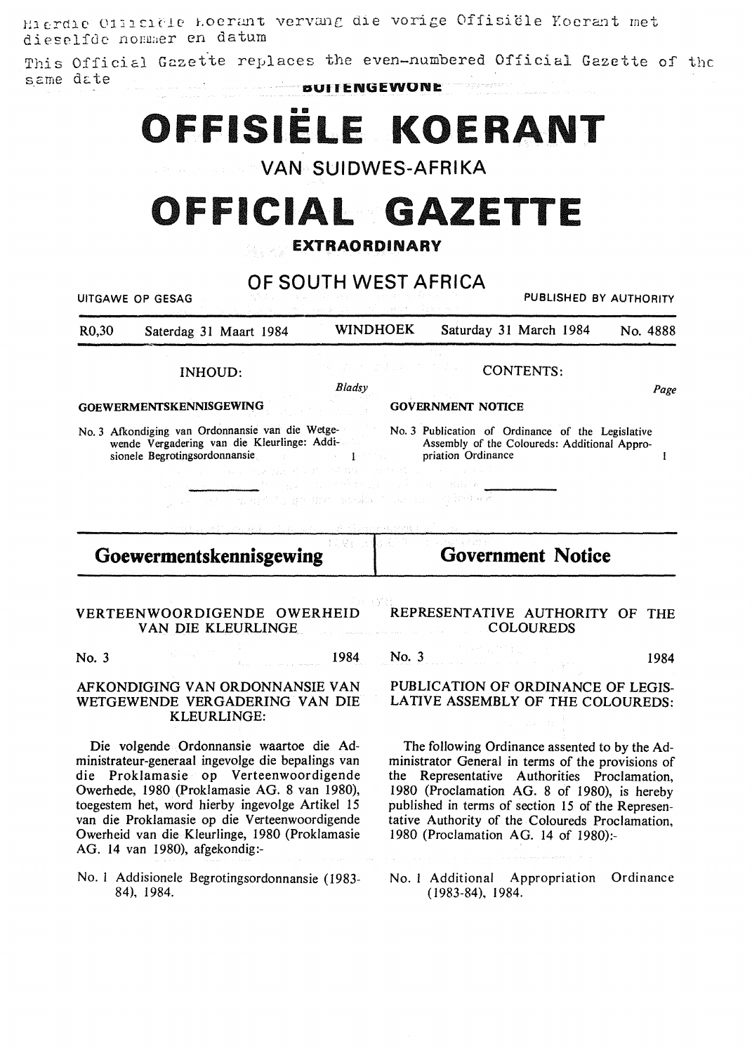Hierdie Offisiële Koerant vervang die vorige Offisiële Koerant met dieselfde nommer en datum

This Official Gazette replaces the even-numbered Official Gazette of the same date

BUITENGEWONE

# OFFISIËLE KOERANT

VAN SUIDWES-AFRIKA

# OFFICIAL GAZETTE

**EXTRAORDINARY**

OF SOUTH WEST AFRICA

UITGAWE OP GESAG — PUBLISHED BY AUTHORITY

R0,30 | Saterdag 31 Maart 1984 | WINDHOEK | Saturday 31 March 1984 | No. 4888

## INHOUD:

*Bladsy*

**GOEWERMENTSKENNISGEWING**

No. 3 Afkondiging van Ordonnansie van die Wetgewende Vergadering van die Kleurlinge: Addisionele Begrotingsordonnansie ... 1

## CONTENTS:

*Page*

**GOVERNMENT NOTICE**

No. 3 Publication of Ordinance of the Legislative Assembly of the Coloureds: Additional Appropriation Ordinance ... 1

## Goewermentskennisgewing

VERTEENWOORDIGENDE OWERHEID VAN DIE KLEURLINGE

No. 3 — 1984

AFKONDIGING VAN ORDONNANSIE VAN WETGEWENDE VERGADERING VAN DIE KLEURLINGE:

Die volgende Ordonnansie waartoe die Administrateur-generaal ingevolge die bepalings van die Proklamasie op Verteenwoordigende Owerhede, 1980 (Proklamasie AG. 8 van 1980), toegestem het, word hierby ingevolge Artikel 15 van die Proklamasie op die Verteenwoordigende Owerheid van die Kleurlinge, 1980 (Proklamasie AG. 14 van 1980), afgekondig:-

No. 1 Addisionele Begrotingsordonnansie (1983-84), 1984.

## Government Notice

REPRESENTATIVE AUTHORITY OF THE COLOUREDS

No. 3 — 1984

PUBLICATION OF ORDINANCE OF LEGISLATIVE ASSEMBLY OF THE COLOUREDS:

The following Ordinance assented to by the Administrator General in terms of the provisions of the Representative Authorities Proclamation, 1980 (Proclamation AG. 8 of 1980), is hereby published in terms of section 15 of the Representative Authority of the Coloureds Proclamation, 1980 (Proclamation AG. 14 of 1980):-

No. 1 Additional Appropriation Ordinance (1983-84), 1984.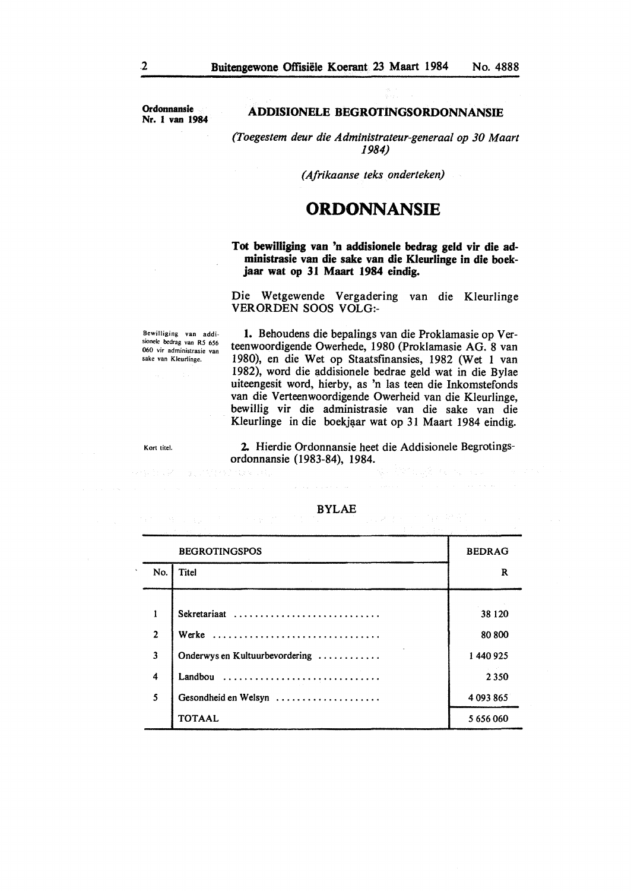**Ordonnansie Nr. 1 van 1984**

## ADDISIONELE BEGROTINGSORDONNANSIE

*(Toegestem deur die Administrateur-generaal op 30 Maart 1984)*

*(Afrikaanse teks onderteken)*

# ORDONNANSIE

**Tot bewilliging van 'n addisionele bedrag geld vir die administrasie van die sake van die Kleurlinge in die boekjaar wat op 31 Maart 1984 eindig.**

Die Wetgewende Vergadering van die Kleurlinge VERORDEN SOOS VOLG:-

Bewilliging van addisionele bedrag van R5 656 060 vir administrasie van sake van Kleurlinge.

**1.** Behoudens die bepalings van die Proklamasie op Verteenwoordigende Owerhede, 1980 (Proklamasie AG. 8 van 1980), en die Wet op Staatsfinansies, 1982 (Wet 1 van 1982), word die addisionele bedrae geld wat in die Bylae uiteengesit word, hierby, as 'n las teen die Inkomstefonds van die Verteenwoordigende Owerheid van die Kleurlinge, bewillig vir die administrasie van die sake van die Kleurlinge in die boekjaar wat op 31 Maart 1984 eindig.

Kort titel.

**2.** Hierdie Ordonnansie heet die Addisionele Begrotingsordonnansie (1983-84), 1984.

### BYLAE

| BEGROTINGSPOS | | BEDRAG |
|---|---|---|
| No. | Titel | R |
| 1 | Sekretariaat | 38 120 |
| 2 | Werke | 80 800 |
| 3 | Onderwys en Kultuurbevordering | 1 440 925 |
| 4 | Landbou | 2 350 |
| 5 | Gesondheid en Welsyn | 4 093 865 |
| | TOTAAL | 5 656 060 |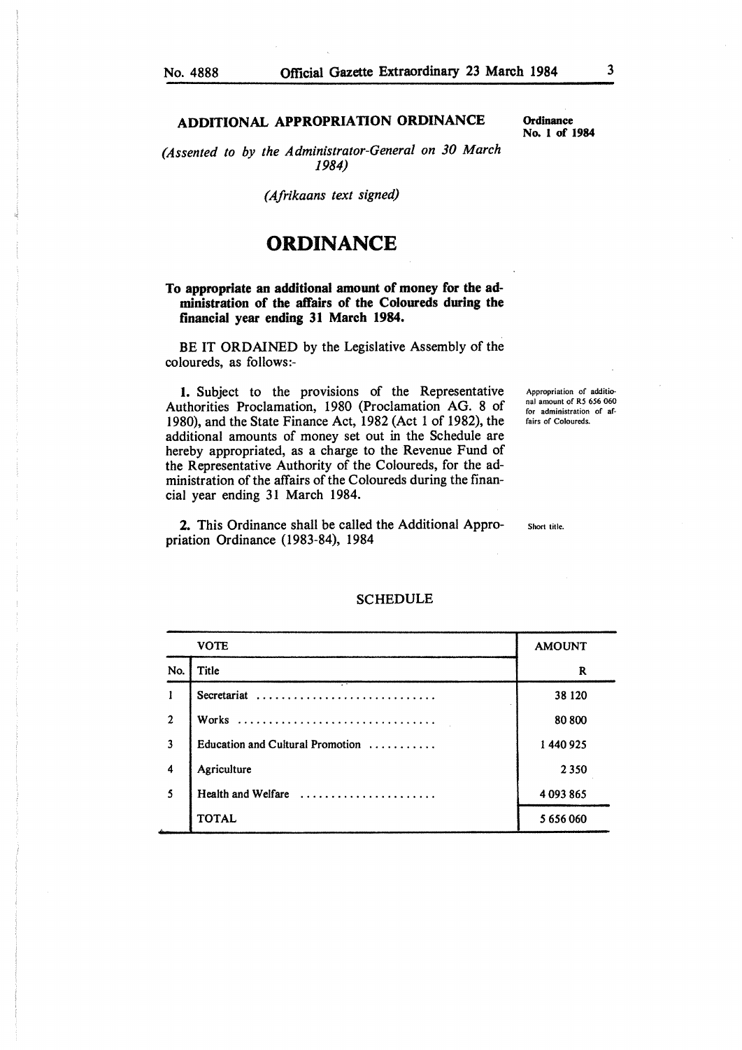## ADDITIONAL APPROPRIATION ORDINANCE

**Ordinance No. 1 of 1984**

*(Assented to by the Administrator-General on 30 March 1984)*

*(Afrikaans text signed)*

# ORDINANCE

**To appropriate an additional amount of money for the administration of the affairs of the Coloureds during the financial year ending 31 March 1984.**

BE IT ORDAINED by the Legislative Assembly of the coloureds, as follows:-

Appropriation of additional amount of R5 656 060 for administration of affairs of Coloureds.

**1.** Subject to the provisions of the Representative Authorities Proclamation, 1980 (Proclamation AG. 8 of 1980), and the State Finance Act, 1982 (Act 1 of 1982), the additional amounts of money set out in the Schedule are hereby appropriated, as a charge to the Revenue Fund of the Representative Authority of the Coloureds, for the administration of the affairs of the Coloureds during the financial year ending 31 March 1984.

Short title.

**2.** This Ordinance shall be called the Additional Appropriation Ordinance (1983-84), 1984

SCHEDULE

| VOTE | | AMOUNT |
|---|---|---|
| No. | Title | R |
| 1 | Secretariat ............................ | 38 120 |
| 2 | Works ............................... | 80 800 |
| 3 | Education and Cultural Promotion ........... | 1 440 925 |
| 4 | Agriculture | 2 350 |
| 5 | Health and Welfare ...................... | 4 093 865 |
| | TOTAL | 5 656 060 |